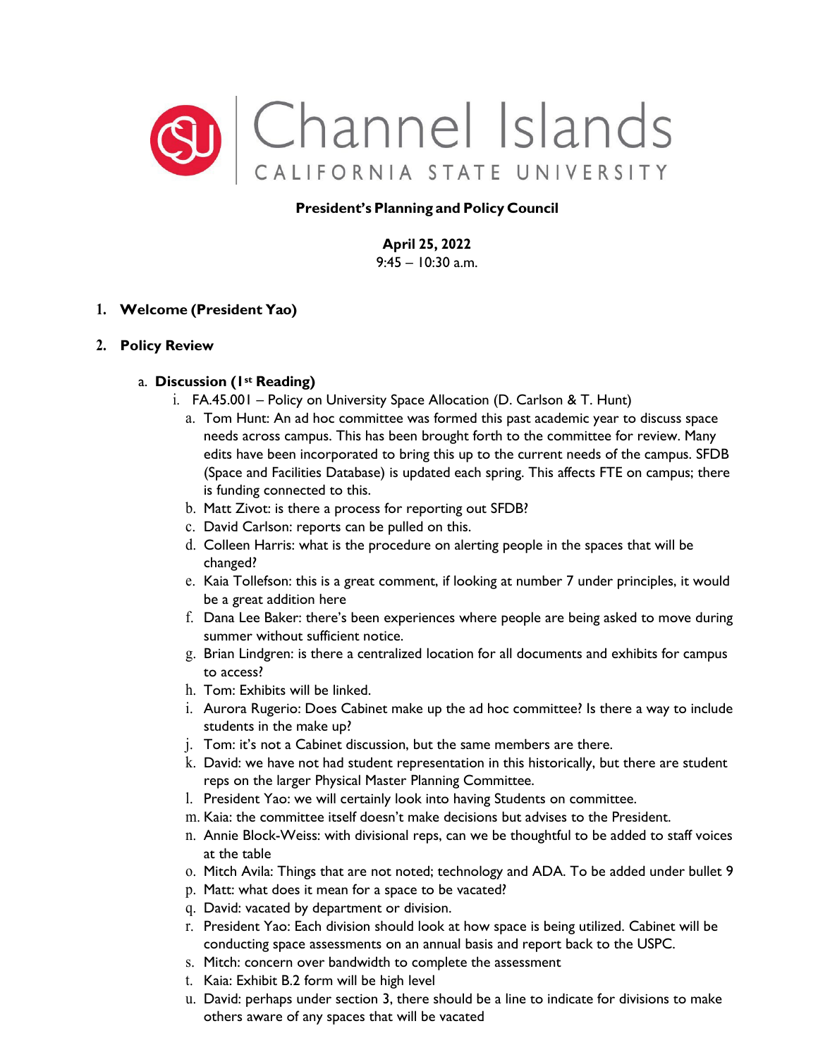Channel Islands
CALIFORNIA STATE UNIVERSITY

**President's Planning and Policy Council**

**April 25, 2022**
9:45 – 10:30 a.m.

1. **Welcome (President Yao)**

2. **Policy Review**

   a. **Discussion (1st Reading)**

      i. FA.45.001 – Policy on University Space Allocation (D. Carlson & T. Hunt)

         a. Tom Hunt: An ad hoc committee was formed this past academic year to discuss space needs across campus. This has been brought forth to the committee for review. Many edits have been incorporated to bring this up to the current needs of the campus. SFDB (Space and Facilities Database) is updated each spring. This affects FTE on campus; there is funding connected to this.
         b. Matt Zivot: is there a process for reporting out SFDB?
         c. David Carlson: reports can be pulled on this.
         d. Colleen Harris: what is the procedure on alerting people in the spaces that will be changed?
         e. Kaia Tollefson: this is a great comment, if looking at number 7 under principles, it would be a great addition here
         f. Dana Lee Baker: there's been experiences where people are being asked to move during summer without sufficient notice.
         g. Brian Lindgren: is there a centralized location for all documents and exhibits for campus to access?
         h. Tom: Exhibits will be linked.
         i. Aurora Rugerio: Does Cabinet make up the ad hoc committee? Is there a way to include students in the make up?
         j. Tom: it's not a Cabinet discussion, but the same members are there.
         k. David: we have not had student representation in this historically, but there are student reps on the larger Physical Master Planning Committee.
         l. President Yao: we will certainly look into having Students on committee.
         m. Kaia: the committee itself doesn't make decisions but advises to the President.
         n. Annie Block-Weiss: with divisional reps, can we be thoughtful to be added to staff voices at the table
         o. Mitch Avila: Things that are not noted; technology and ADA. To be added under bullet 9
         p. Matt: what does it mean for a space to be vacated?
         q. David: vacated by department or division.
         r. President Yao: Each division should look at how space is being utilized. Cabinet will be conducting space assessments on an annual basis and report back to the USPC.
         s. Mitch: concern over bandwidth to complete the assessment
         t. Kaia: Exhibit B.2 form will be high level
         u. David: perhaps under section 3, there should be a line to indicate for divisions to make others aware of any spaces that will be vacated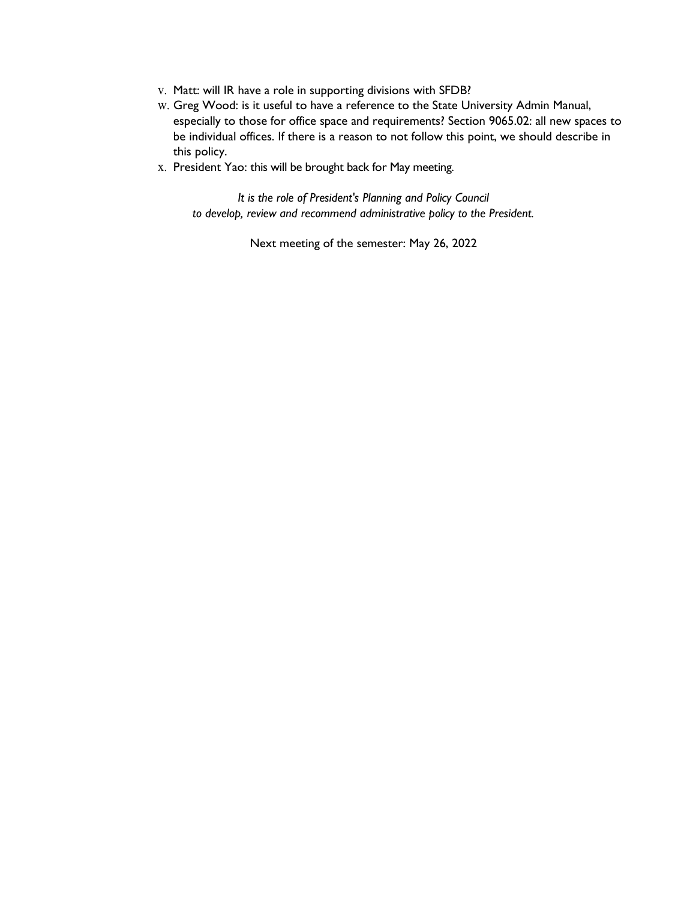v. Matt: will IR have a role in supporting divisions with SFDB?
w. Greg Wood: is it useful to have a reference to the State University Admin Manual, especially to those for office space and requirements? Section 9065.02: all new spaces to be individual offices. If there is a reason to not follow this point, we should describe in this policy.
x. President Yao: this will be brought back for May meeting.

*It is the role of President's Planning and Policy Council to develop, review and recommend administrative policy to the President.*

Next meeting of the semester: May 26, 2022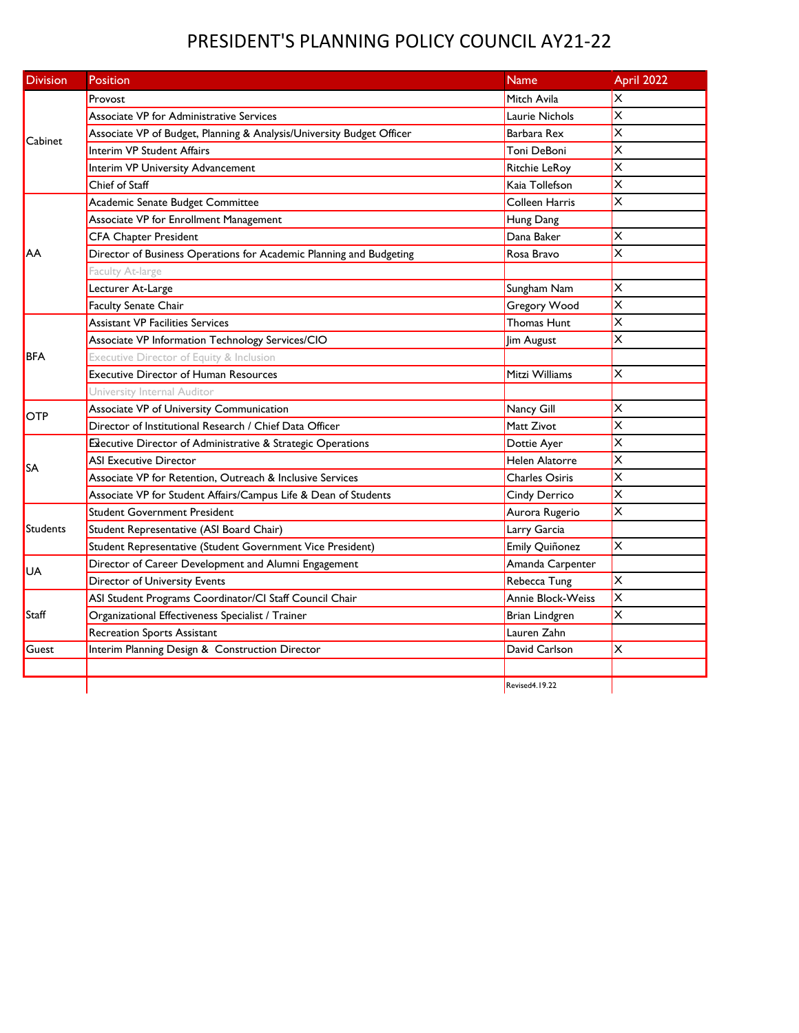# PRESIDENT'S PLANNING POLICY COUNCIL AY21-22

| Division | Position | Name | April 2022 |
|---|---|---|---|
| Cabinet | Provost | Mitch Avila | X |
| | Associate VP for Administrative Services | Laurie Nichols | X |
| | Associate VP of Budget, Planning & Analysis/University Budget Officer | Barbara Rex | X |
| | Interim VP Student Affairs | Toni DeBoni | X |
| | Interim VP University Advancement | Ritchie LeRoy | X |
| | Chief of Staff | Kaia Tollefson | X |
| AA | Academic Senate Budget Committee | Colleen Harris | X |
| | Associate VP for Enrollment Management | Hung Dang | |
| | CFA Chapter President | Dana Baker | X |
| | Director of Business Operations for Academic Planning and Budgeting | Rosa Bravo | X |
| | Faculty At-large | | |
| | Lecturer At-Large | Sungham Nam | X |
| | Faculty Senate Chair | Gregory Wood | X |
| BFA | Assistant VP Facilities Services | Thomas Hunt | X |
| | Associate VP Information Technology Services/CIO | Jim August | X |
| | Executive Director of Equity & Inclusion | | |
| | Executive Director of Human Resources | Mitzi Williams | X |
| | University Internal Auditor | | |
| OTP | Associate VP of University Communication | Nancy Gill | X |
| | Director of Institutional Research / Chief Data Officer | Matt Zivot | X |
| SA | Executive Director of Administrative & Strategic Operations | Dottie Ayer | X |
| | ASI Executive Director | Helen Alatorre | X |
| | Associate VP for Retention, Outreach & Inclusive Services | Charles Osiris | X |
| | Associate VP for Student Affairs/Campus Life & Dean of Students | Cindy Derrico | X |
| Students | Student Government President | Aurora Rugerio | X |
| | Student Representative (ASI Board Chair) | Larry Garcia | |
| | Student Representative (Student Government Vice President) | Emily Quiñonez | X |
| UA | Director of Career Development and Alumni Engagement | Amanda Carpenter | |
| | Director of University Events | Rebecca Tung | X |
| Staff | ASI Student Programs Coordinator/CI Staff Council Chair | Annie Block-Weiss | X |
| | Organizational Effectiveness Specialist / Trainer | Brian Lindgren | X |
| | Recreation Sports Assistant | Lauren Zahn | |
| Guest | Interim Planning Design & Construction Director | David Carlson | X |
| | | | |
| | | Revised4.19.22 | |